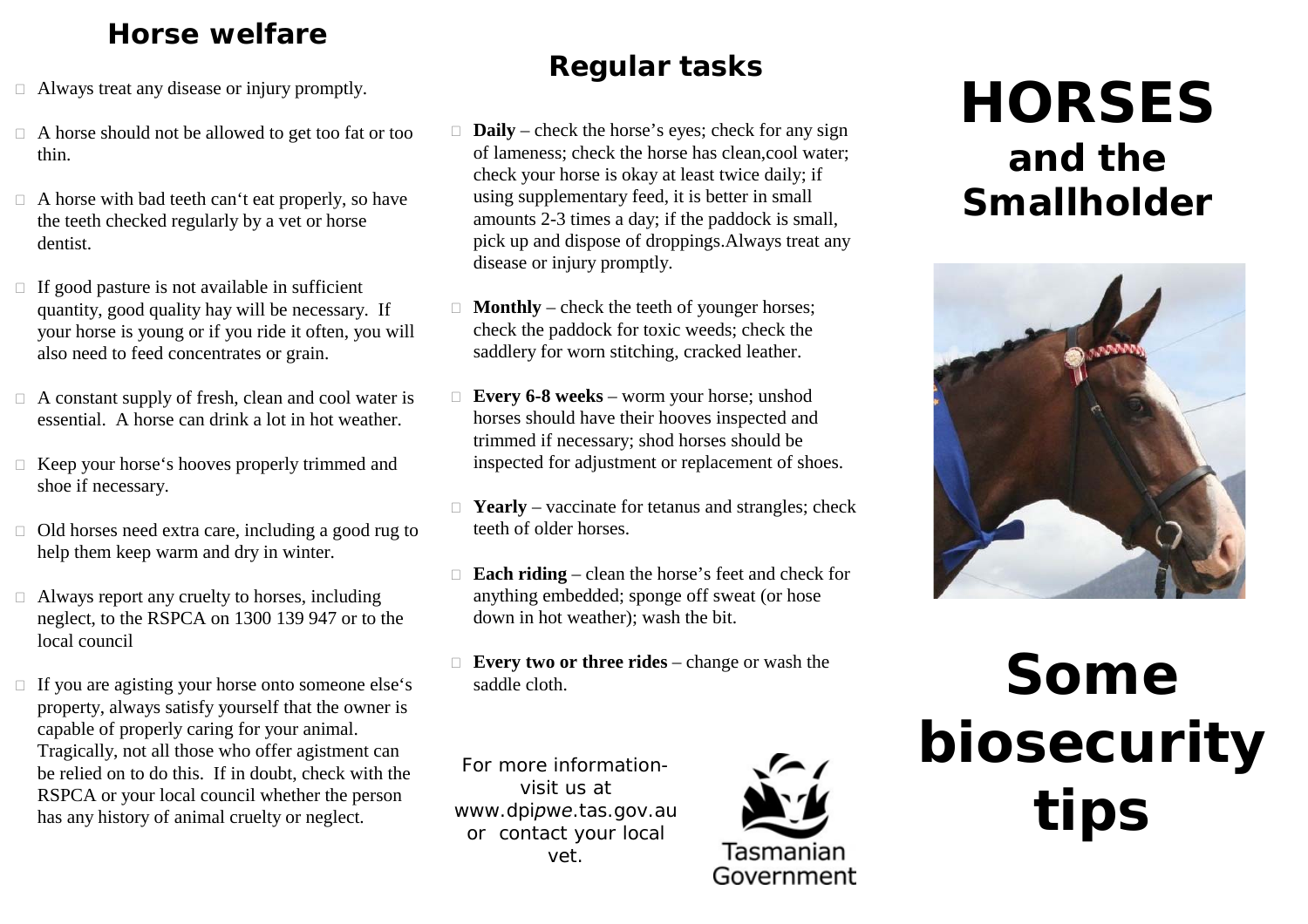## Horse welfare

- Always treat any disease or injury promptly.
- A horse should not be allowed to get too fat or too thin.
- A horse with bad teeth can't eat properly, so have the teeth checked regularly by a vet or horse dentist.
- If good pasture is not available in sufficient quantity, good quality hay will be necessary. If your horse is young or if you ride it often, you will also need to feed concentrates or grain.
- A constant supply of fresh, clean and cool water is essential. A horse can drink a lot in hot weather.
- Keep your horse's hooves properly trimmed and shoe if necessary.
- Old horses need extra care, including a good rug to help them keep warm and dry in winter.
- Always report any cruelty to horses, including neglect, to the RSPCA on 1300 139 947 or to the local council
- If you are agisting your horse onto someone else's property, always satisfy yourself that the owner is capable of properly caring for your animal. Tragically, not all those who offer agistment can be relied on to do this. If in doubt, check with the RSPCA or your local council whether the person has any history of animal cruelty or neglect.

## Regular tasks

- **Daily** – check the horse's eyes; check for any sign of lameness; check the horse has clean,cool water; check your horse is okay at least twice daily; if using supplementary feed, it is better in small amounts 2-3 times a day; if the paddock is small, pick up and dispose of droppings.Always treat any disease or injury promptly.
- **Monthly** – check the teeth of younger horses; check the paddock for toxic weeds; check the saddlery for worn stitching, cracked leather.
- **Every 6-8 weeks** – worm your horse; unshod horses should have their hooves inspected and trimmed if necessary; shod horses should be inspected for adjustment or replacement of shoes.
- **Yearly** – vaccinate for tetanus and strangles; check teeth of older horses.
- **Each riding** – clean the horse's feet and check for anything embedded; sponge off sweat (or hose down in hot weather); wash the bit.
- **Every two or three rides** – change or wash the saddle cloth.

For more information- visit us at www.dpi*pwe*.tas.gov.au or contact your local vet.

Tasmanian Government

# HORSES and the Smallholder

# Some biosecurity tips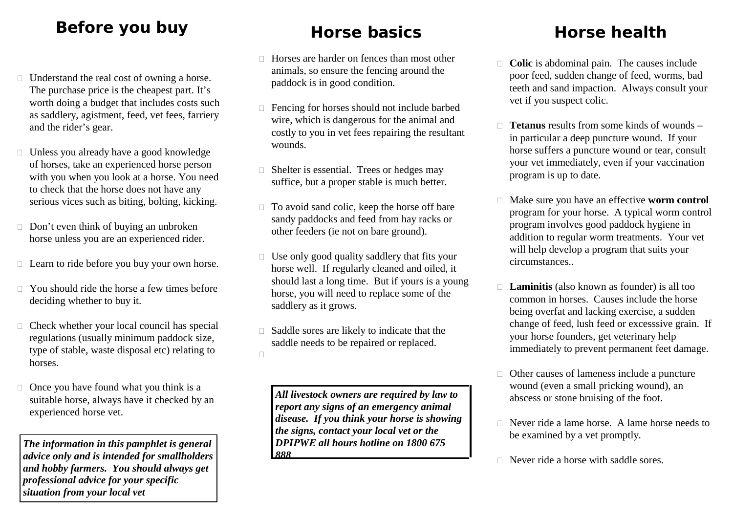## Before you buy

- Understand the real cost of owning a horse. The purchase price is the cheapest part. It's worth doing a budget that includes costs such as saddlery, agistment, feed, vet fees, farriery and the rider's gear.
- Unless you already have a good knowledge of horses, take an experienced horse person with you when you look at a horse. You need to check that the horse does not have any serious vices such as biting, bolting, kicking.
- Don't even think of buying an unbroken horse unless you are an experienced rider.
- Learn to ride before you buy your own horse.
- You should ride the horse a few times before deciding whether to buy it.
- Check whether your local council has special regulations (usually minimum paddock size, type of stable, waste disposal etc) relating to horses.
- Once you have found what you think is a suitable horse, always have it checked by an experienced horse vet.

***The information in this pamphlet is general advice only and is intended for smallholders and hobby farmers. You should always get professional advice for your specific situation from your local vet***

## Horse basics

- Horses are harder on fences than most other animals, so ensure the fencing around the paddock is in good condition.
- Fencing for horses should not include barbed wire, which is dangerous for the animal and costly to you in vet fees repairing the resultant wounds.
- Shelter is essential. Trees or hedges may suffice, but a proper stable is much better.
- To avoid sand colic, keep the horse off bare sandy paddocks and feed from hay racks or other feeders (ie not on bare ground).
- Use only good quality saddlery that fits your horse well. If regularly cleaned and oiled, it should last a long time. But if yours is a young horse, you will need to replace some of the saddlery as it grows.
- Saddle sores are likely to indicate that the saddle needs to be repaired or replaced.

***All livestock owners are required by law to report any signs of an emergency animal disease. If you think your horse is showing the signs, contact your local vet or the DPIPWE all hours hotline on 1800 675 888***

## Horse health

- **Colic** is abdominal pain. The causes include poor feed, sudden change of feed, worms, bad teeth and sand impaction. Always consult your vet if you suspect colic.
- **Tetanus** results from some kinds of wounds – in particular a deep puncture wound. If your horse suffers a puncture wound or tear, consult your vet immediately, even if your vaccination program is up to date.
- Make sure you have an effective **worm control** program for your horse. A typical worm control program involves good paddock hygiene in addition to regular worm treatments. Your vet will help develop a program that suits your circumstances..
- **Laminitis** (also known as founder) is all too common in horses. Causes include the horse being overfat and lacking exercise, a sudden change of feed, lush feed or excesssive grain. If your horse founders, get veterinary help immediately to prevent permanent feet damage.
- Other causes of lameness include a puncture wound (even a small pricking wound), an abscess or stone bruising of the foot.
- Never ride a lame horse. A lame horse needs to be examined by a vet promptly.
- Never ride a horse with saddle sores.